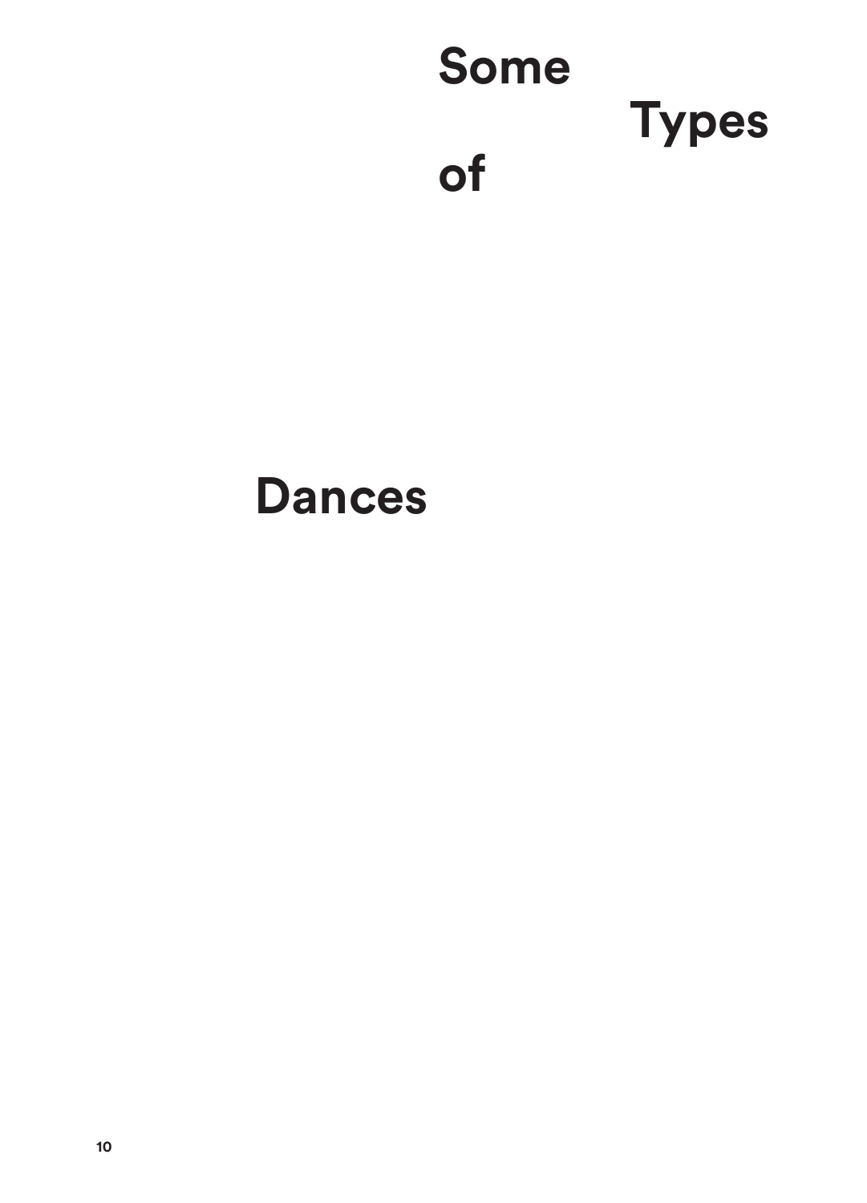# Some Types of Dances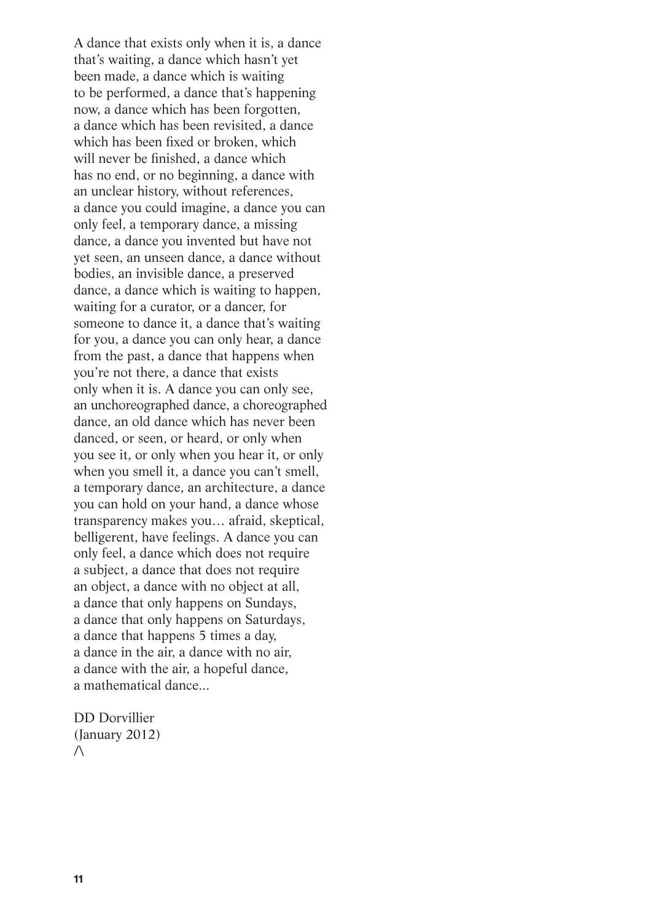A dance that exists only when it is, a dance that's waiting, a dance which hasn't yet been made, a dance which is waiting to be performed, a dance that's happening now, a dance which has been forgotten, a dance which has been revisited, a dance which has been fixed or broken, which will never be finished, a dance which has no end, or no beginning, a dance with an unclear history, without references, a dance you could imagine, a dance you can only feel, a temporary dance, a missing dance, a dance you invented but have not yet seen, an unseen dance, a dance without bodies, an invisible dance, a preserved dance, a dance which is waiting to happen, waiting for a curator, or a dancer, for someone to dance it, a dance that's waiting for you, a dance you can only hear, a dance from the past, a dance that happens when you're not there, a dance that exists only when it is. A dance you can only see, an unchoreographed dance, a choreographed dance, an old dance which has never been danced, or seen, or heard, or only when you see it, or only when you hear it, or only when you smell it, a dance you can't smell, a temporary dance, an architecture, a dance you can hold on your hand, a dance whose transparency makes you… afraid, skeptical, belligerent, have feelings. A dance you can only feel, a dance which does not require a subject, a dance that does not require an object, a dance with no object at all, a dance that only happens on Sundays, a dance that only happens on Saturdays, a dance that happens 5 times a day, a dance in the air, a dance with no air, a dance with the air, a hopeful dance, a mathematical dance...

DD Dorvillier  
(January 2012)  
/\